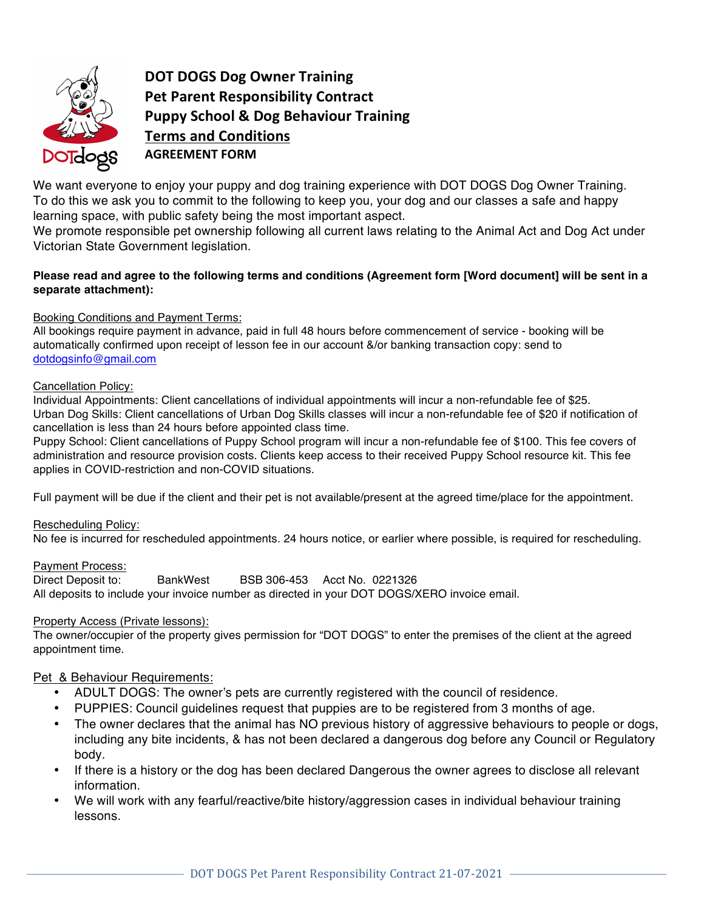# DOT DOGS Dog Owner Training
# Pet Parent Responsibility Contract
# Puppy School & Dog Behaviour Training
# Terms and Conditions
## AGREEMENT FORM

We want everyone to enjoy your puppy and dog training experience with DOT DOGS Dog Owner Training. To do this we ask you to commit to the following to keep you, your dog and our classes a safe and happy learning space, with public safety being the most important aspect.
We promote responsible pet ownership following all current laws relating to the Animal Act and Dog Act under Victorian State Government legislation.

**Please read and agree to the following terms and conditions (Agreement form [Word document] will be sent in a separate attachment):**

Booking Conditions and Payment Terms:
All bookings require payment in advance, paid in full 48 hours before commencement of service - booking will be automatically confirmed upon receipt of lesson fee in our account &/or banking transaction copy: send to dotdogsinfo@gmail.com

Cancellation Policy:
Individual Appointments: Client cancellations of individual appointments will incur a non-refundable fee of $25.
Urban Dog Skills: Client cancellations of Urban Dog Skills classes will incur a non-refundable fee of $20 if notification of cancellation is less than 24 hours before appointed class time.
Puppy School: Client cancellations of Puppy School program will incur a non-refundable fee of $100. This fee covers of administration and resource provision costs. Clients keep access to their received Puppy School resource kit. This fee applies in COVID-restriction and non-COVID situations.

Full payment will be due if the client and their pet is not available/present at the agreed time/place for the appointment.

Rescheduling Policy:
No fee is incurred for rescheduled appointments. 24 hours notice, or earlier where possible, is required for rescheduling.

Payment Process:
Direct Deposit to: BankWest BSB 306-453 Acct No. 0221326
All deposits to include your invoice number as directed in your DOT DOGS/XERO invoice email.

Property Access (Private lessons):
The owner/occupier of the property gives permission for "DOT DOGS" to enter the premises of the client at the agreed appointment time.

Pet & Behaviour Requirements:

- ADULT DOGS: The owner's pets are currently registered with the council of residence.
- PUPPIES: Council guidelines request that puppies are to be registered from 3 months of age.
- The owner declares that the animal has NO previous history of aggressive behaviours to people or dogs, including any bite incidents, & has not been declared a dangerous dog before any Council or Regulatory body.
- If there is a history or the dog has been declared Dangerous the owner agrees to disclose all relevant information.
- We will work with any fearful/reactive/bite history/aggression cases in individual behaviour training lessons.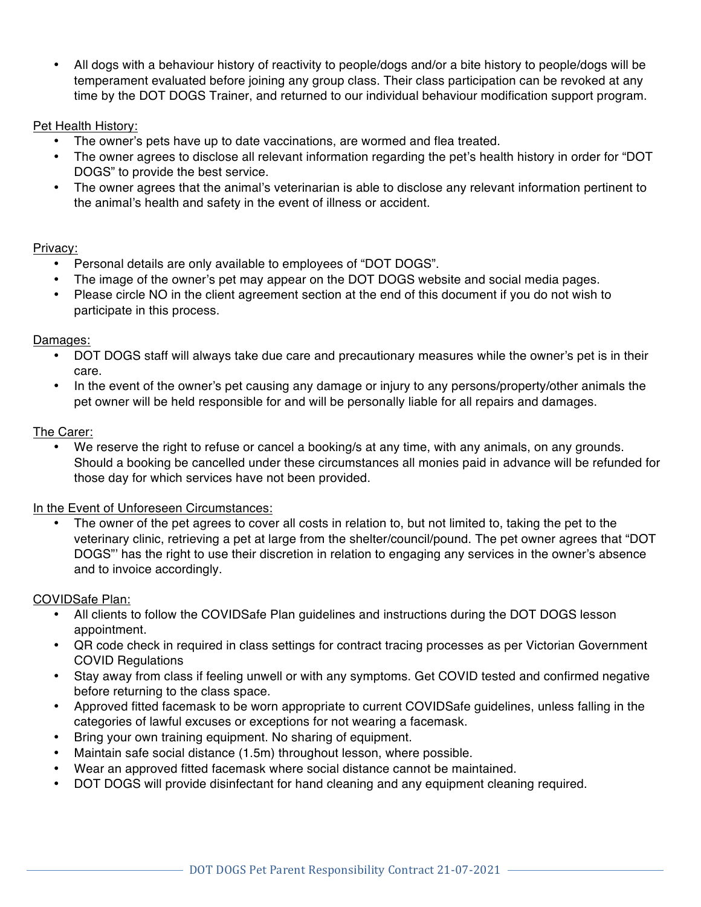- All dogs with a behaviour history of reactivity to people/dogs and/or a bite history to people/dogs will be temperament evaluated before joining any group class. Their class participation can be revoked at any time by the DOT DOGS Trainer, and returned to our individual behaviour modification support program.

Pet Health History:

- The owner's pets have up to date vaccinations, are wormed and flea treated.
- The owner agrees to disclose all relevant information regarding the pet's health history in order for "DOT DOGS" to provide the best service.
- The owner agrees that the animal's veterinarian is able to disclose any relevant information pertinent to the animal's health and safety in the event of illness or accident.

Privacy:

- Personal details are only available to employees of "DOT DOGS".
- The image of the owner's pet may appear on the DOT DOGS website and social media pages.
- Please circle NO in the client agreement section at the end of this document if you do not wish to participate in this process.

Damages:

- DOT DOGS staff will always take due care and precautionary measures while the owner's pet is in their care.
- In the event of the owner's pet causing any damage or injury to any persons/property/other animals the pet owner will be held responsible for and will be personally liable for all repairs and damages.

The Carer:

- We reserve the right to refuse or cancel a booking/s at any time, with any animals, on any grounds. Should a booking be cancelled under these circumstances all monies paid in advance will be refunded for those day for which services have not been provided.

In the Event of Unforeseen Circumstances:

- The owner of the pet agrees to cover all costs in relation to, but not limited to, taking the pet to the veterinary clinic, retrieving a pet at large from the shelter/council/pound. The pet owner agrees that "DOT DOGS"' has the right to use their discretion in relation to engaging any services in the owner's absence and to invoice accordingly.

COVIDSafe Plan:

- All clients to follow the COVIDSafe Plan guidelines and instructions during the DOT DOGS lesson appointment.
- QR code check in required in class settings for contract tracing processes as per Victorian Government COVID Regulations
- Stay away from class if feeling unwell or with any symptoms. Get COVID tested and confirmed negative before returning to the class space.
- Approved fitted facemask to be worn appropriate to current COVIDSafe guidelines, unless falling in the categories of lawful excuses or exceptions for not wearing a facemask.
- Bring your own training equipment. No sharing of equipment.
- Maintain safe social distance (1.5m) throughout lesson, where possible.
- Wear an approved fitted facemask where social distance cannot be maintained.
- DOT DOGS will provide disinfectant for hand cleaning and any equipment cleaning required.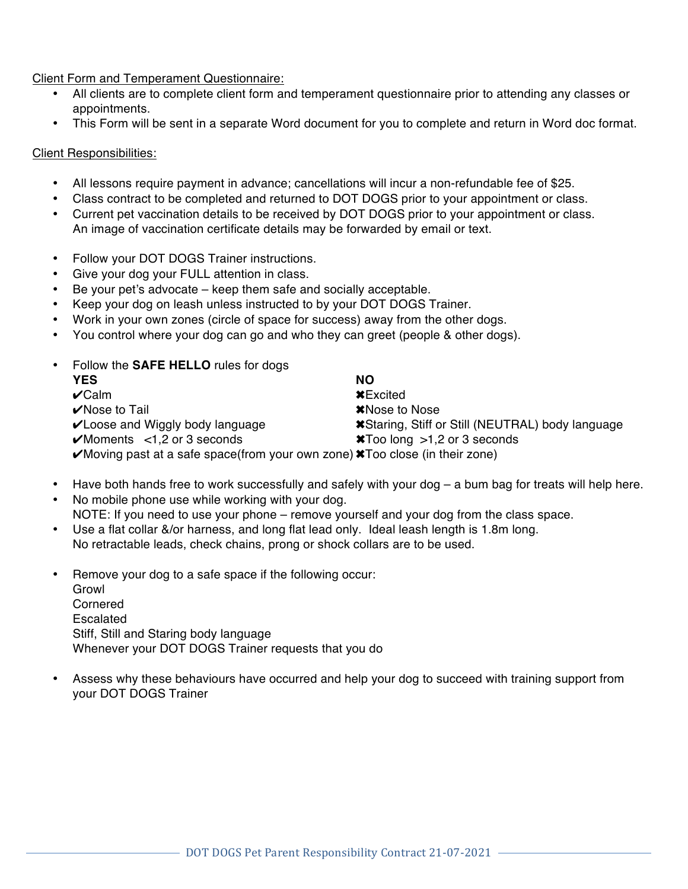Client Form and Temperament Questionnaire:

- All clients are to complete client form and temperament questionnaire prior to attending any classes or appointments.
- This Form will be sent in a separate Word document for you to complete and return in Word doc format.

Client Responsibilities:

- All lessons require payment in advance; cancellations will incur a non-refundable fee of $25.
- Class contract to be completed and returned to DOT DOGS prior to your appointment or class.
- Current pet vaccination details to be received by DOT DOGS prior to your appointment or class. An image of vaccination certificate details may be forwarded by email or text.

- Follow your DOT DOGS Trainer instructions.
- Give your dog your FULL attention in class.
- Be your pet's advocate – keep them safe and socially acceptable.
- Keep your dog on leash unless instructed to by your DOT DOGS Trainer.
- Work in your own zones (circle of space for success) away from the other dogs.
- You control where your dog can go and who they can greet (people & other dogs).

- Follow the **SAFE HELLO** rules for dogs

| **YES** | **NO** |
|---|---|
| ✔Calm | ✖Excited |
| ✔Nose to Tail | ✖Nose to Nose |
| ✔Loose and Wiggly body language | ✖Staring, Stiff or Still (NEUTRAL) body language |
| ✔Moments <1,2 or 3 seconds | ✖Too long >1,2 or 3 seconds |
| ✔Moving past at a safe space(from your own zone) | ✖Too close (in their zone) |

- Have both hands free to work successfully and safely with your dog – a bum bag for treats will help here.
- No mobile phone use while working with your dog.
  NOTE: If you need to use your phone – remove yourself and your dog from the class space.
- Use a flat collar &/or harness, and long flat lead only. Ideal leash length is 1.8m long.
  No retractable leads, check chains, prong or shock collars are to be used.

- Remove your dog to a safe space if the following occur:
  Growl
  Cornered
  Escalated
  Stiff, Still and Staring body language
  Whenever your DOT DOGS Trainer requests that you do

- Assess why these behaviours have occurred and help your dog to succeed with training support from your DOT DOGS Trainer